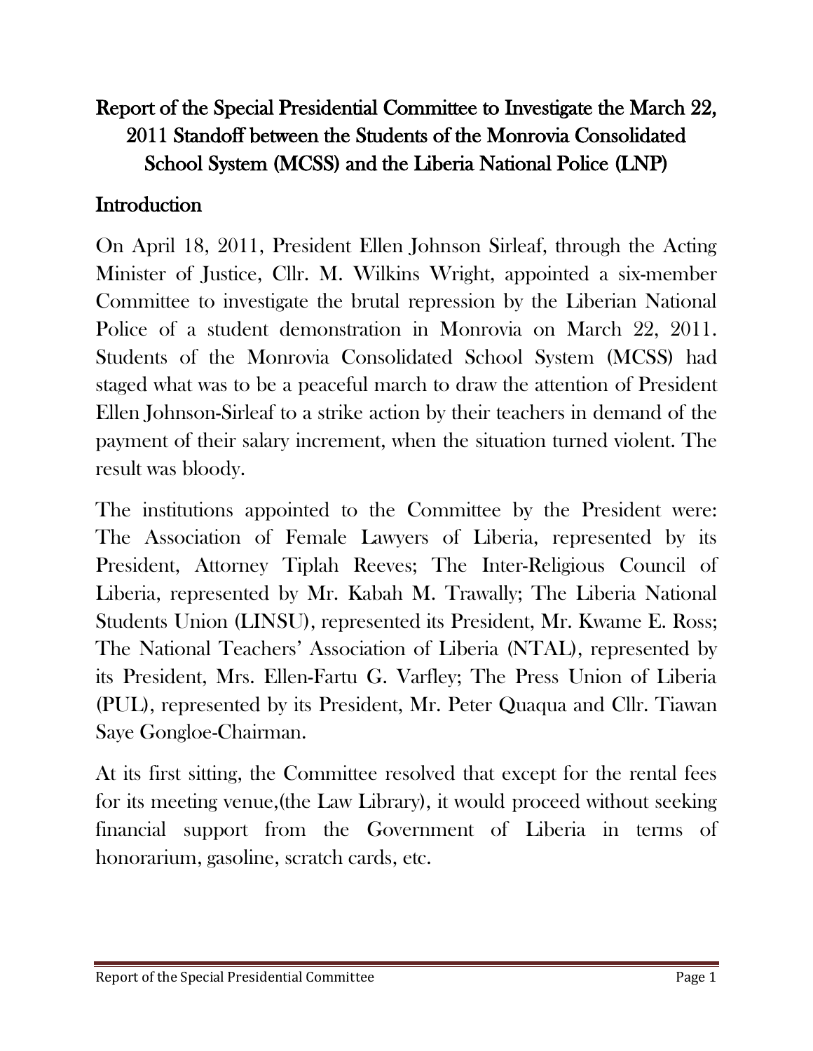# Report of the Special Presidential Committee to Investigate the March 22, 2011 Standoff between the Students of the Monrovia Consolidated School System (MCSS) and the Liberia National Police (LNP)

## Introduction

On April 18, 2011, President Ellen Johnson Sirleaf, through the Acting Minister of Justice, Cllr. M. Wilkins Wright, appointed a six-member Committee to investigate the brutal repression by the Liberian National Police of a student demonstration in Monrovia on March 22, 2011. Students of the Monrovia Consolidated School System (MCSS) had staged what was to be a peaceful march to draw the attention of President Ellen Johnson-Sirleaf to a strike action by their teachers in demand of the payment of their salary increment, when the situation turned violent. The result was bloody.

The institutions appointed to the Committee by the President were: The Association of Female Lawyers of Liberia, represented by its President, Attorney Tiplah Reeves; The Inter-Religious Council of Liberia, represented by Mr. Kabah M. Trawally; The Liberia National Students Union (LINSU), represented its President, Mr. Kwame E. Ross; The National Teachers' Association of Liberia (NTAL), represented by its President, Mrs. Ellen-Fartu G. Varfley; The Press Union of Liberia (PUL), represented by its President, Mr. Peter Quaqua and Cllr. Tiawan Saye Gongloe-Chairman.

At its first sitting, the Committee resolved that except for the rental fees for its meeting venue,(the Law Library), it would proceed without seeking financial support from the Government of Liberia in terms of honorarium, gasoline, scratch cards, etc.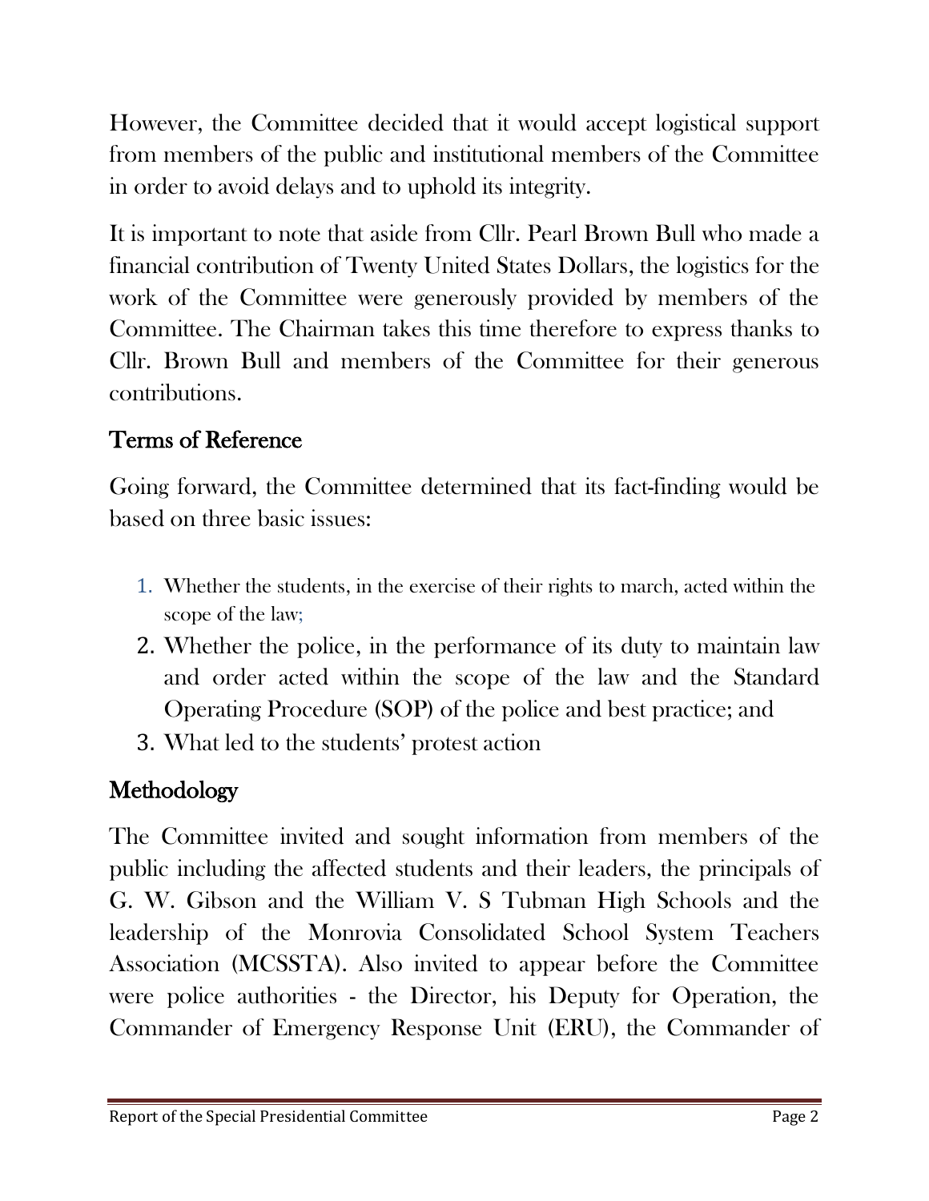However, the Committee decided that it would accept logistical support from members of the public and institutional members of the Committee in order to avoid delays and to uphold its integrity.

It is important to note that aside from Cllr. Pearl Brown Bull who made a financial contribution of Twenty United States Dollars, the logistics for the work of the Committee were generously provided by members of the Committee. The Chairman takes this time therefore to express thanks to Cllr. Brown Bull and members of the Committee for their generous contributions.

## Terms of Reference

Going forward, the Committee determined that its fact-finding would be based on three basic issues:

1. Whether the students, in the exercise of their rights to march, acted within the scope of the law;
2. Whether the police, in the performance of its duty to maintain law and order acted within the scope of the law and the Standard Operating Procedure (SOP) of the police and best practice; and
3. What led to the students' protest action

## Methodology

The Committee invited and sought information from members of the public including the affected students and their leaders, the principals of G. W. Gibson and the William V. S Tubman High Schools and the leadership of the Monrovia Consolidated School System Teachers Association (MCSSTA). Also invited to appear before the Committee were police authorities - the Director, his Deputy for Operation, the Commander of Emergency Response Unit (ERU), the Commander of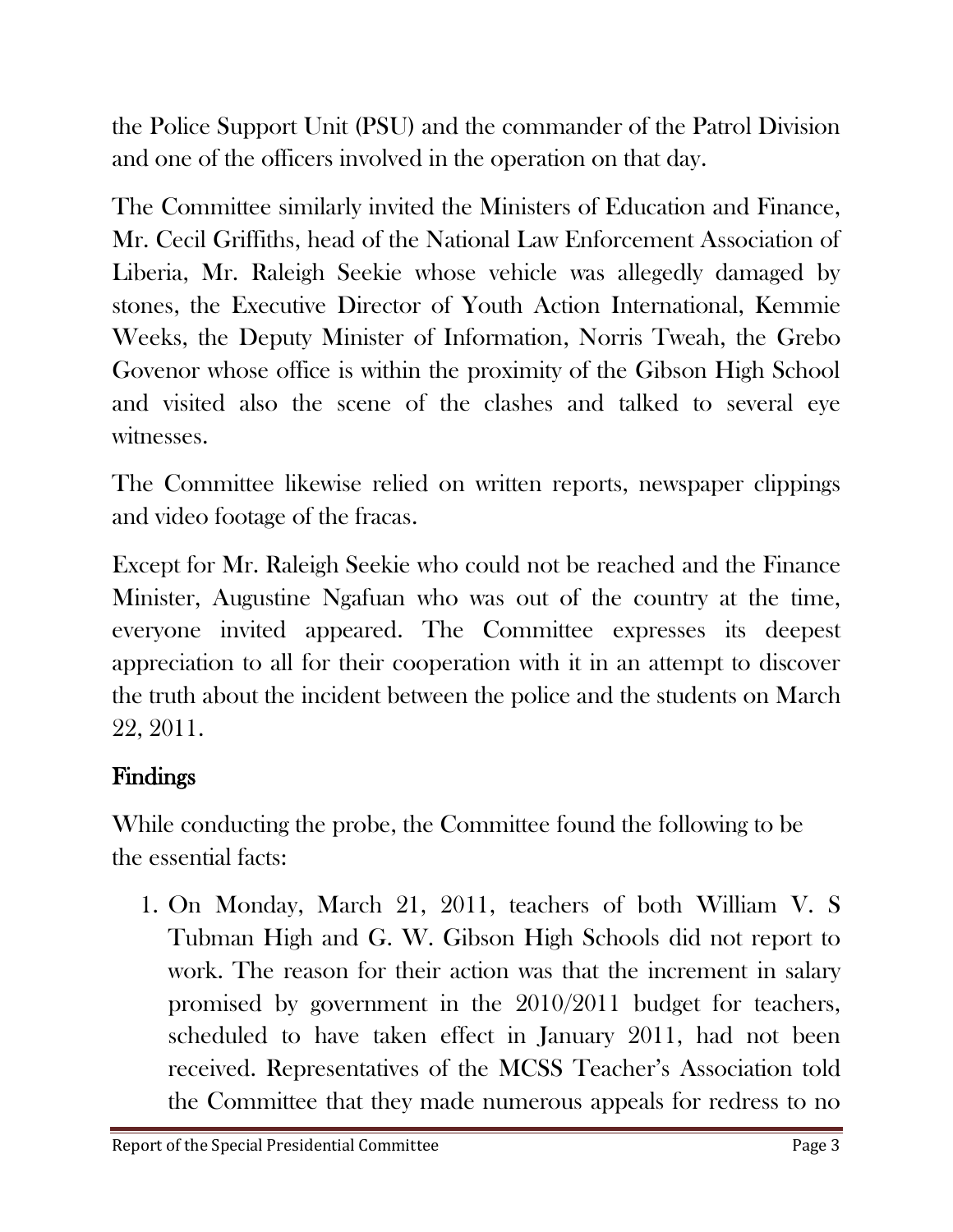the Police Support Unit (PSU) and the commander of the Patrol Division and one of the officers involved in the operation on that day.

The Committee similarly invited the Ministers of Education and Finance, Mr. Cecil Griffiths, head of the National Law Enforcement Association of Liberia, Mr. Raleigh Seekie whose vehicle was allegedly damaged by stones, the Executive Director of Youth Action International, Kemmie Weeks, the Deputy Minister of Information, Norris Tweah, the Grebo Govenor whose office is within the proximity of the Gibson High School and visited also the scene of the clashes and talked to several eye witnesses.

The Committee likewise relied on written reports, newspaper clippings and video footage of the fracas.

Except for Mr. Raleigh Seekie who could not be reached and the Finance Minister, Augustine Ngafuan who was out of the country at the time, everyone invited appeared. The Committee expresses its deepest appreciation to all for their cooperation with it in an attempt to discover the truth about the incident between the police and the students on March 22, 2011.

## Findings

While conducting the probe, the Committee found the following to be the essential facts:

1. On Monday, March 21, 2011, teachers of both William V. S Tubman High and G. W. Gibson High Schools did not report to work. The reason for their action was that the increment in salary promised by government in the 2010/2011 budget for teachers, scheduled to have taken effect in January 2011, had not been received. Representatives of the MCSS Teacher's Association told the Committee that they made numerous appeals for redress to no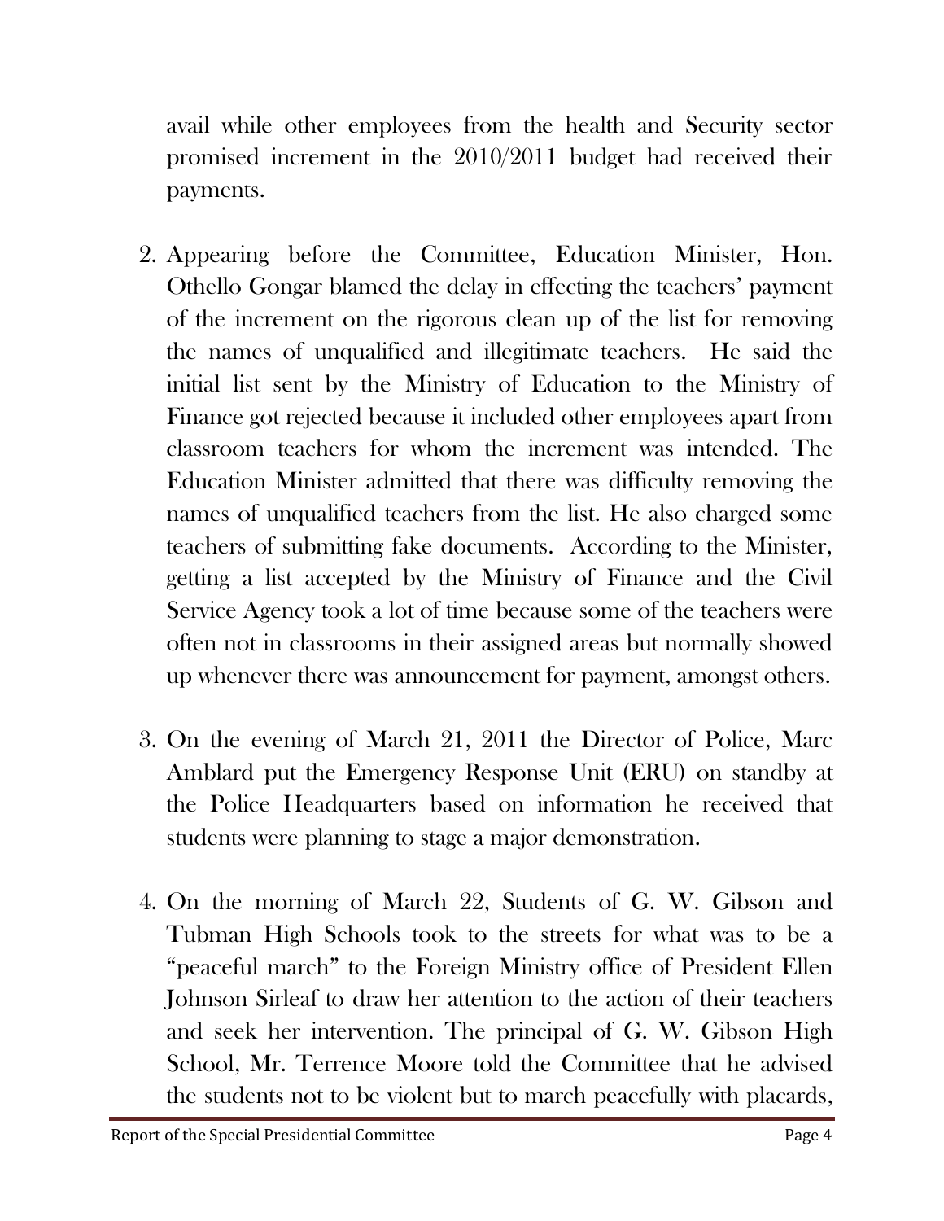avail while other employees from the health and Security sector promised increment in the 2010/2011 budget had received their payments.

2. Appearing before the Committee, Education Minister, Hon. Othello Gongar blamed the delay in effecting the teachers' payment of the increment on the rigorous clean up of the list for removing the names of unqualified and illegitimate teachers. He said the initial list sent by the Ministry of Education to the Ministry of Finance got rejected because it included other employees apart from classroom teachers for whom the increment was intended. The Education Minister admitted that there was difficulty removing the names of unqualified teachers from the list. He also charged some teachers of submitting fake documents. According to the Minister, getting a list accepted by the Ministry of Finance and the Civil Service Agency took a lot of time because some of the teachers were often not in classrooms in their assigned areas but normally showed up whenever there was announcement for payment, amongst others.

3. On the evening of March 21, 2011 the Director of Police, Marc Amblard put the Emergency Response Unit (ERU) on standby at the Police Headquarters based on information he received that students were planning to stage a major demonstration.

4. On the morning of March 22, Students of G. W. Gibson and Tubman High Schools took to the streets for what was to be a "peaceful march" to the Foreign Ministry office of President Ellen Johnson Sirleaf to draw her attention to the action of their teachers and seek her intervention. The principal of G. W. Gibson High School, Mr. Terrence Moore told the Committee that he advised the students not to be violent but to march peacefully with placards,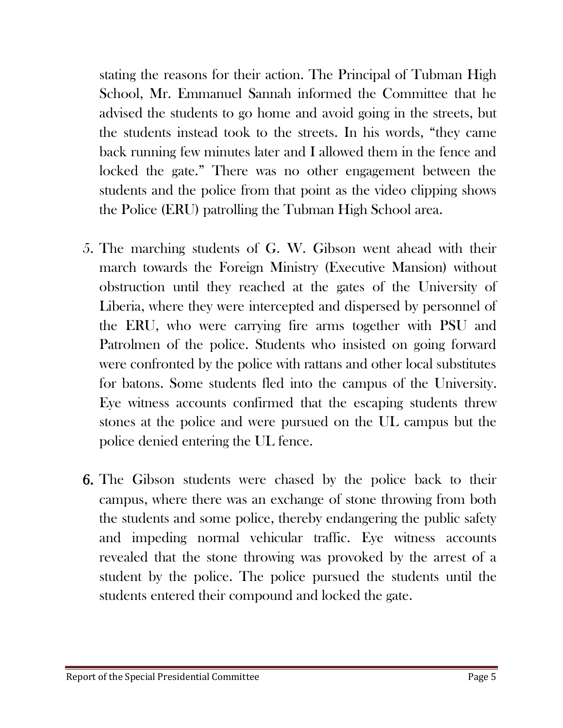stating the reasons for their action. The Principal of Tubman High School, Mr. Emmanuel Sannah informed the Committee that he advised the students to go home and avoid going in the streets, but the students instead took to the streets. In his words, "they came back running few minutes later and I allowed them in the fence and locked the gate." There was no other engagement between the students and the police from that point as the video clipping shows the Police (ERU) patrolling the Tubman High School area.

5. The marching students of G. W. Gibson went ahead with their march towards the Foreign Ministry (Executive Mansion) without obstruction until they reached at the gates of the University of Liberia, where they were intercepted and dispersed by personnel of the ERU, who were carrying fire arms together with PSU and Patrolmen of the police. Students who insisted on going forward were confronted by the police with rattans and other local substitutes for batons. Some students fled into the campus of the University. Eye witness accounts confirmed that the escaping students threw stones at the police and were pursued on the UL campus but the police denied entering the UL fence.

6. The Gibson students were chased by the police back to their campus, where there was an exchange of stone throwing from both the students and some police, thereby endangering the public safety and impeding normal vehicular traffic. Eye witness accounts revealed that the stone throwing was provoked by the arrest of a student by the police. The police pursued the students until the students entered their compound and locked the gate.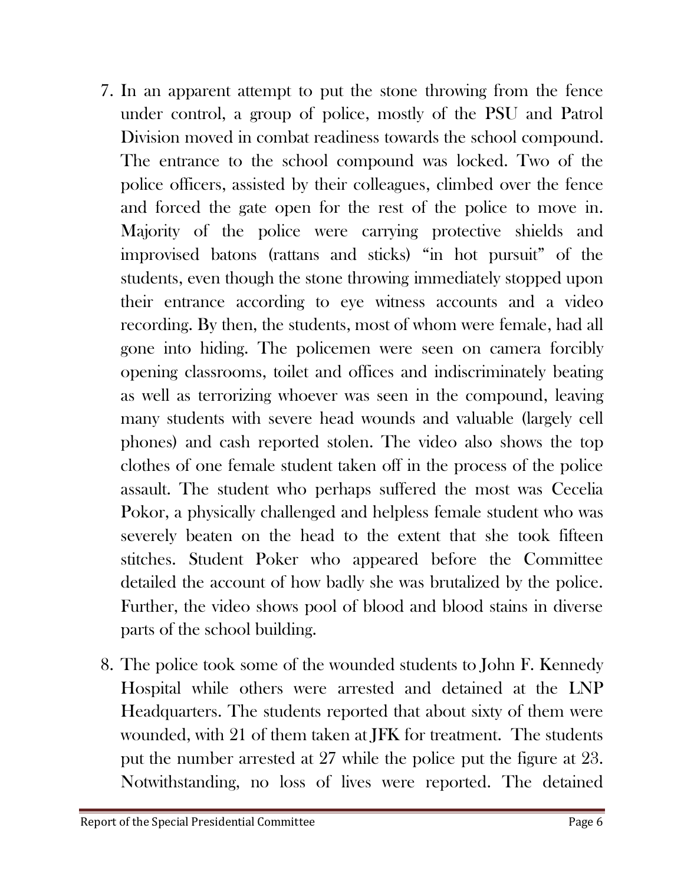7. In an apparent attempt to put the stone throwing from the fence under control, a group of police, mostly of the PSU and Patrol Division moved in combat readiness towards the school compound. The entrance to the school compound was locked. Two of the police officers, assisted by their colleagues, climbed over the fence and forced the gate open for the rest of the police to move in. Majority of the police were carrying protective shields and improvised batons (rattans and sticks) "in hot pursuit" of the students, even though the stone throwing immediately stopped upon their entrance according to eye witness accounts and a video recording. By then, the students, most of whom were female, had all gone into hiding. The policemen were seen on camera forcibly opening classrooms, toilet and offices and indiscriminately beating as well as terrorizing whoever was seen in the compound, leaving many students with severe head wounds and valuable (largely cell phones) and cash reported stolen. The video also shows the top clothes of one female student taken off in the process of the police assault. The student who perhaps suffered the most was Cecelia Pokor, a physically challenged and helpless female student who was severely beaten on the head to the extent that she took fifteen stitches. Student Poker who appeared before the Committee detailed the account of how badly she was brutalized by the police. Further, the video shows pool of blood and blood stains in diverse parts of the school building.

8. The police took some of the wounded students to John F. Kennedy Hospital while others were arrested and detained at the LNP Headquarters. The students reported that about sixty of them were wounded, with 21 of them taken at JFK for treatment. The students put the number arrested at 27 while the police put the figure at 23. Notwithstanding, no loss of lives were reported. The detained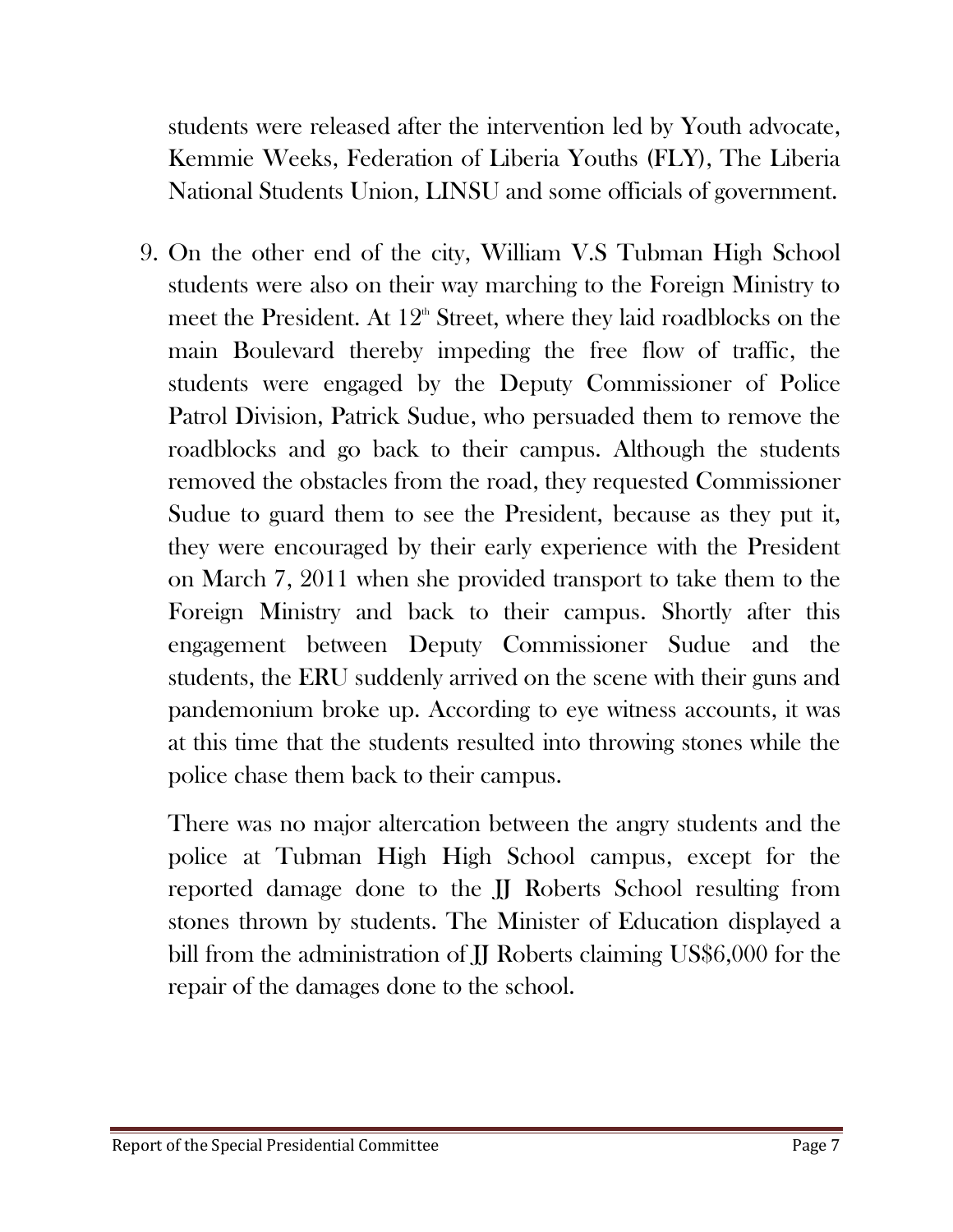students were released after the intervention led by Youth advocate, Kemmie Weeks, Federation of Liberia Youths (FLY), The Liberia National Students Union, LINSU and some officials of government.

9. On the other end of the city, William V.S Tubman High School students were also on their way marching to the Foreign Ministry to meet the President. At 12th Street, where they laid roadblocks on the main Boulevard thereby impeding the free flow of traffic, the students were engaged by the Deputy Commissioner of Police Patrol Division, Patrick Sudue, who persuaded them to remove the roadblocks and go back to their campus. Although the students removed the obstacles from the road, they requested Commissioner Sudue to guard them to see the President, because as they put it, they were encouraged by their early experience with the President on March 7, 2011 when she provided transport to take them to the Foreign Ministry and back to their campus. Shortly after this engagement between Deputy Commissioner Sudue and the students, the ERU suddenly arrived on the scene with their guns and pandemonium broke up. According to eye witness accounts, it was at this time that the students resulted into throwing stones while the police chase them back to their campus.

   There was no major altercation between the angry students and the police at Tubman High High School campus, except for the reported damage done to the JJ Roberts School resulting from stones thrown by students. The Minister of Education displayed a bill from the administration of JJ Roberts claiming US$6,000 for the repair of the damages done to the school.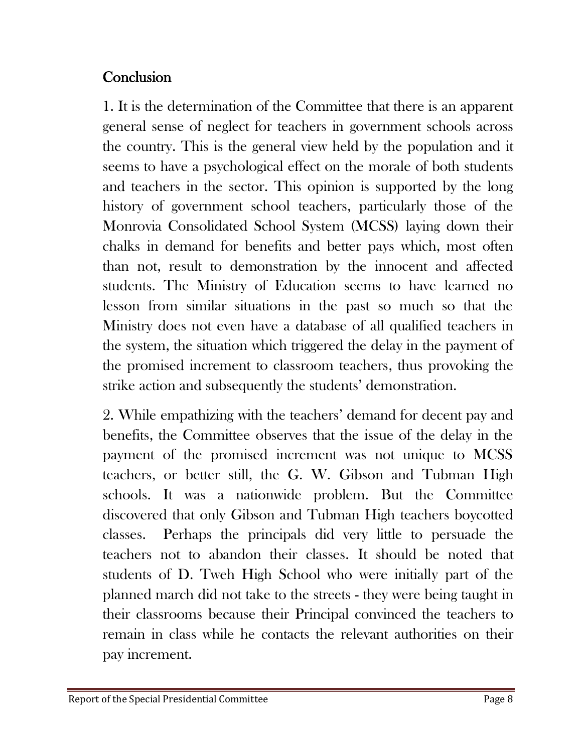## Conclusion

1. It is the determination of the Committee that there is an apparent general sense of neglect for teachers in government schools across the country. This is the general view held by the population and it seems to have a psychological effect on the morale of both students and teachers in the sector. This opinion is supported by the long history of government school teachers, particularly those of the Monrovia Consolidated School System (MCSS) laying down their chalks in demand for benefits and better pays which, most often than not, result to demonstration by the innocent and affected students. The Ministry of Education seems to have learned no lesson from similar situations in the past so much so that the Ministry does not even have a database of all qualified teachers in the system, the situation which triggered the delay in the payment of the promised increment to classroom teachers, thus provoking the strike action and subsequently the students' demonstration.

2. While empathizing with the teachers' demand for decent pay and benefits, the Committee observes that the issue of the delay in the payment of the promised increment was not unique to MCSS teachers, or better still, the G. W. Gibson and Tubman High schools. It was a nationwide problem. But the Committee discovered that only Gibson and Tubman High teachers boycotted classes. Perhaps the principals did very little to persuade the teachers not to abandon their classes. It should be noted that students of D. Tweh High School who were initially part of the planned march did not take to the streets - they were being taught in their classrooms because their Principal convinced the teachers to remain in class while he contacts the relevant authorities on their pay increment.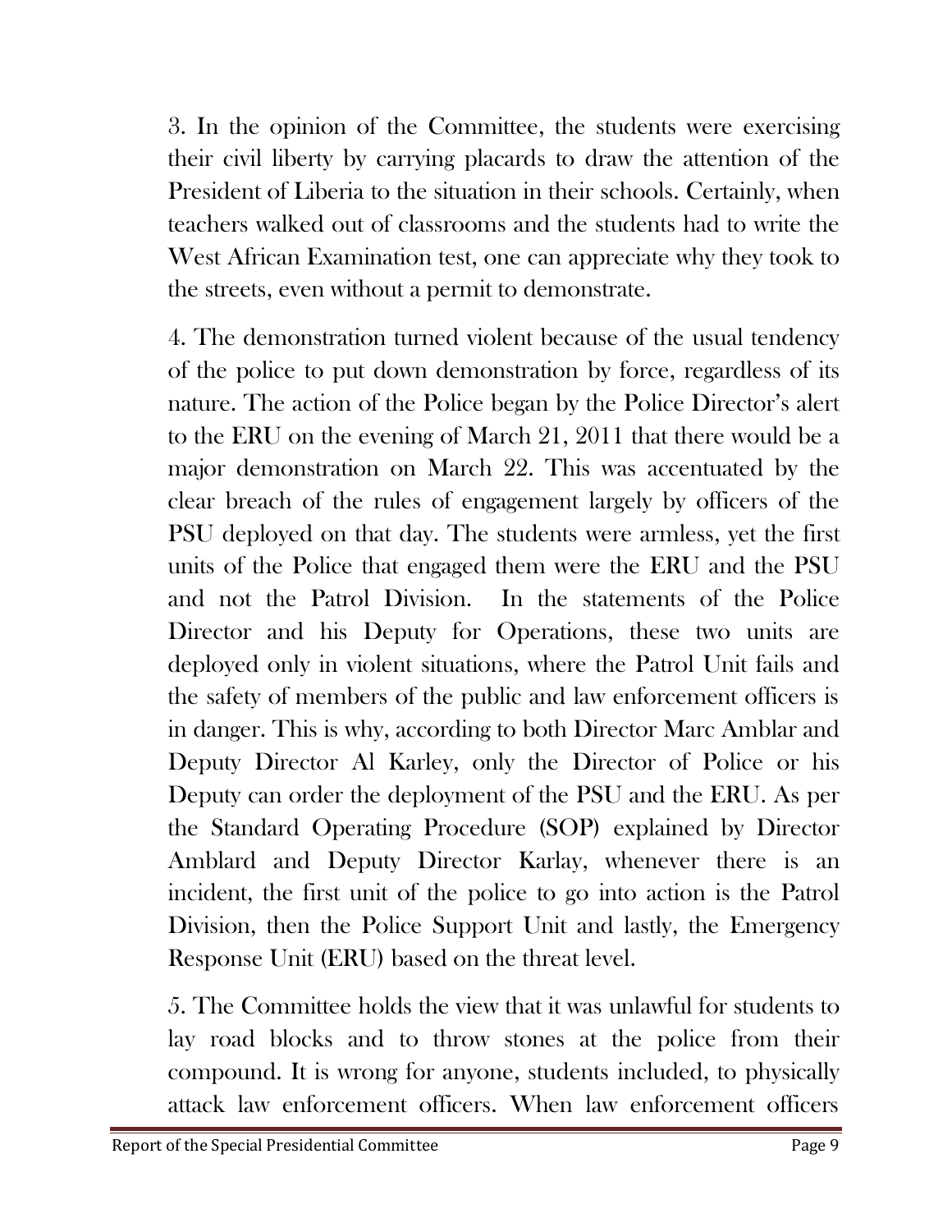3. In the opinion of the Committee, the students were exercising their civil liberty by carrying placards to draw the attention of the President of Liberia to the situation in their schools. Certainly, when teachers walked out of classrooms and the students had to write the West African Examination test, one can appreciate why they took to the streets, even without a permit to demonstrate.

4. The demonstration turned violent because of the usual tendency of the police to put down demonstration by force, regardless of its nature. The action of the Police began by the Police Director's alert to the ERU on the evening of March 21, 2011 that there would be a major demonstration on March 22. This was accentuated by the clear breach of the rules of engagement largely by officers of the PSU deployed on that day. The students were armless, yet the first units of the Police that engaged them were the ERU and the PSU and not the Patrol Division. In the statements of the Police Director and his Deputy for Operations, these two units are deployed only in violent situations, where the Patrol Unit fails and the safety of members of the public and law enforcement officers is in danger. This is why, according to both Director Marc Amblar and Deputy Director Al Karley, only the Director of Police or his Deputy can order the deployment of the PSU and the ERU. As per the Standard Operating Procedure (SOP) explained by Director Amblard and Deputy Director Karlay, whenever there is an incident, the first unit of the police to go into action is the Patrol Division, then the Police Support Unit and lastly, the Emergency Response Unit (ERU) based on the threat level.

5. The Committee holds the view that it was unlawful for students to lay road blocks and to throw stones at the police from their compound. It is wrong for anyone, students included, to physically attack law enforcement officers. When law enforcement officers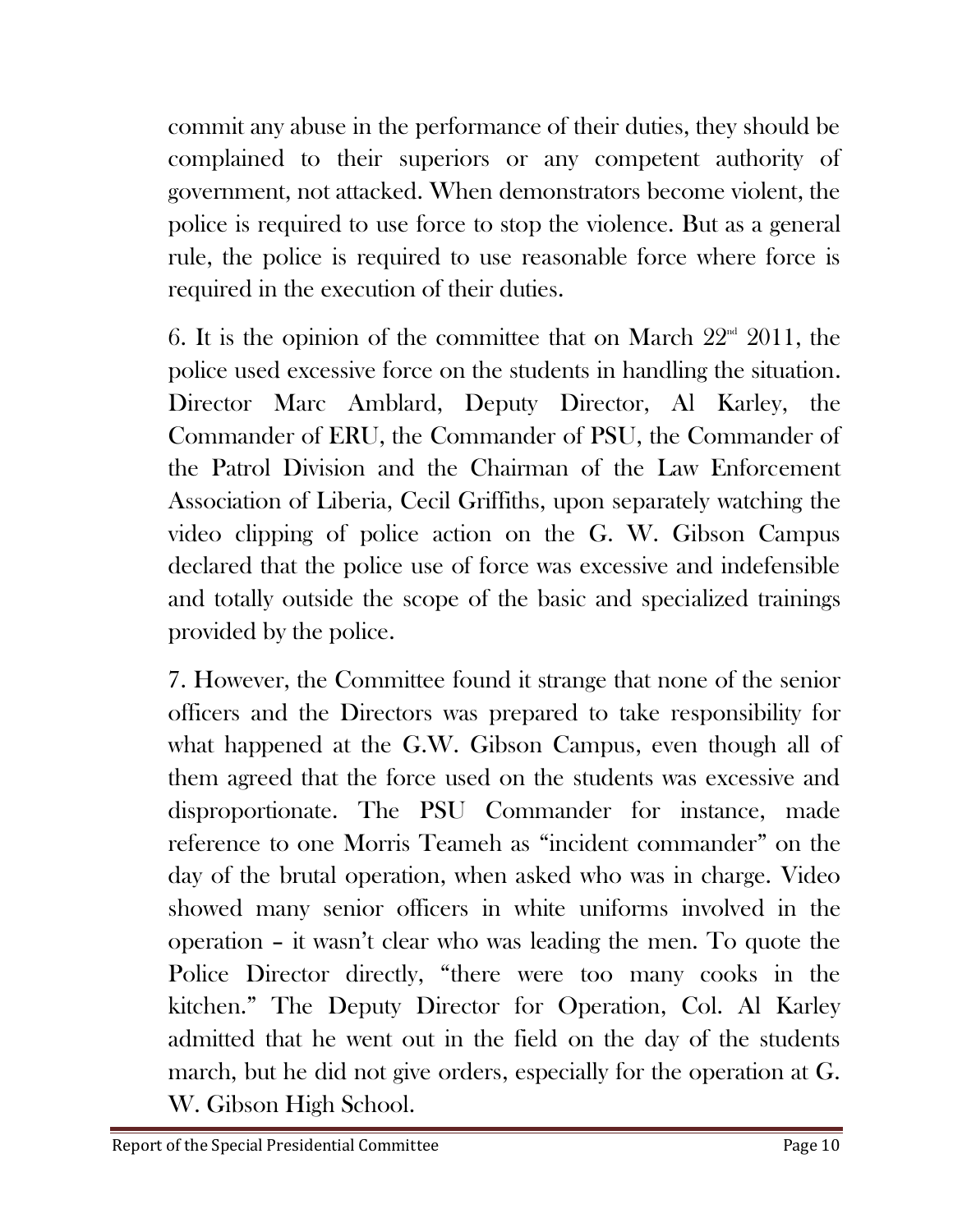commit any abuse in the performance of their duties, they should be complained to their superiors or any competent authority of government, not attacked. When demonstrators become violent, the police is required to use force to stop the violence. But as a general rule, the police is required to use reasonable force where force is required in the execution of their duties.

6. It is the opinion of the committee that on March 22nd 2011, the police used excessive force on the students in handling the situation. Director Marc Amblard, Deputy Director, Al Karley, the Commander of ERU, the Commander of PSU, the Commander of the Patrol Division and the Chairman of the Law Enforcement Association of Liberia, Cecil Griffiths, upon separately watching the video clipping of police action on the G. W. Gibson Campus declared that the police use of force was excessive and indefensible and totally outside the scope of the basic and specialized trainings provided by the police.

7. However, the Committee found it strange that none of the senior officers and the Directors was prepared to take responsibility for what happened at the G.W. Gibson Campus, even though all of them agreed that the force used on the students was excessive and disproportionate. The PSU Commander for instance, made reference to one Morris Teameh as "incident commander" on the day of the brutal operation, when asked who was in charge. Video showed many senior officers in white uniforms involved in the operation – it wasn't clear who was leading the men. To quote the Police Director directly, "there were too many cooks in the kitchen." The Deputy Director for Operation, Col. Al Karley admitted that he went out in the field on the day of the students march, but he did not give orders, especially for the operation at G. W. Gibson High School.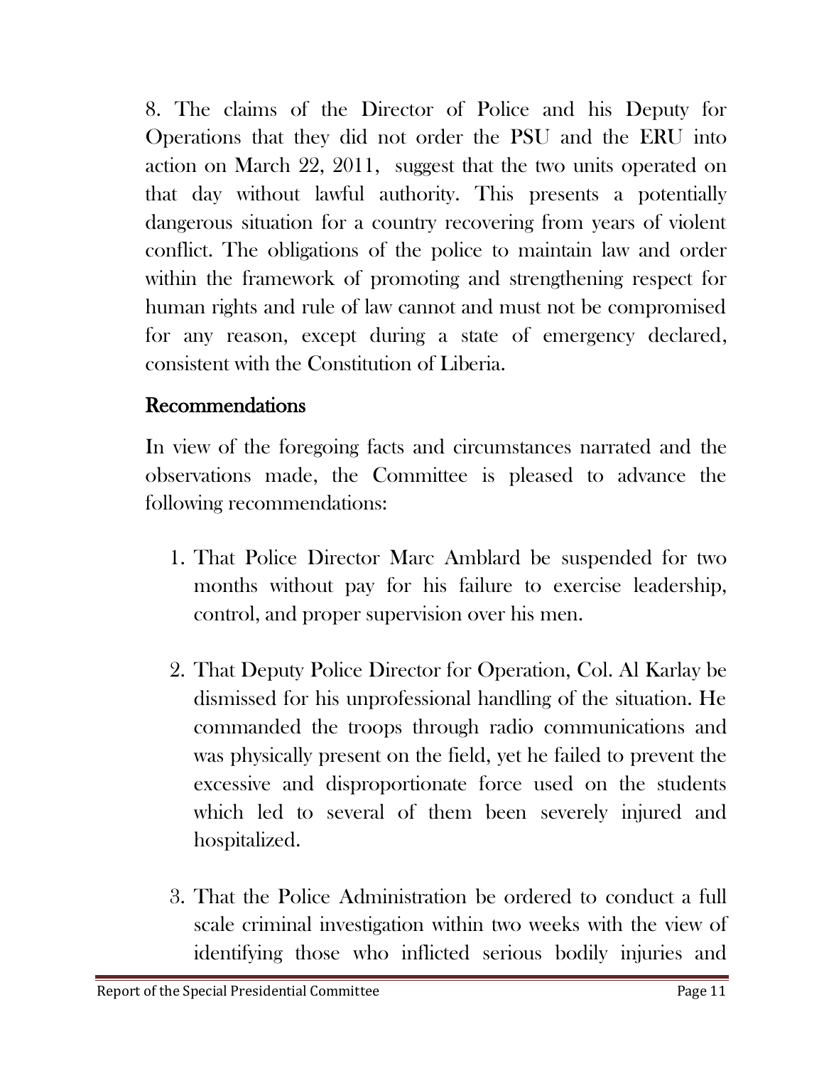8. The claims of the Director of Police and his Deputy for Operations that they did not order the PSU and the ERU into action on March 22, 2011, suggest that the two units operated on that day without lawful authority. This presents a potentially dangerous situation for a country recovering from years of violent conflict. The obligations of the police to maintain law and order within the framework of promoting and strengthening respect for human rights and rule of law cannot and must not be compromised for any reason, except during a state of emergency declared, consistent with the Constitution of Liberia.

## Recommendations

In view of the foregoing facts and circumstances narrated and the observations made, the Committee is pleased to advance the following recommendations:

1. That Police Director Marc Amblard be suspended for two months without pay for his failure to exercise leadership, control, and proper supervision over his men.

2. That Deputy Police Director for Operation, Col. Al Karlay be dismissed for his unprofessional handling of the situation. He commanded the troops through radio communications and was physically present on the field, yet he failed to prevent the excessive and disproportionate force used on the students which led to several of them been severely injured and hospitalized.

3. That the Police Administration be ordered to conduct a full scale criminal investigation within two weeks with the view of identifying those who inflicted serious bodily injuries and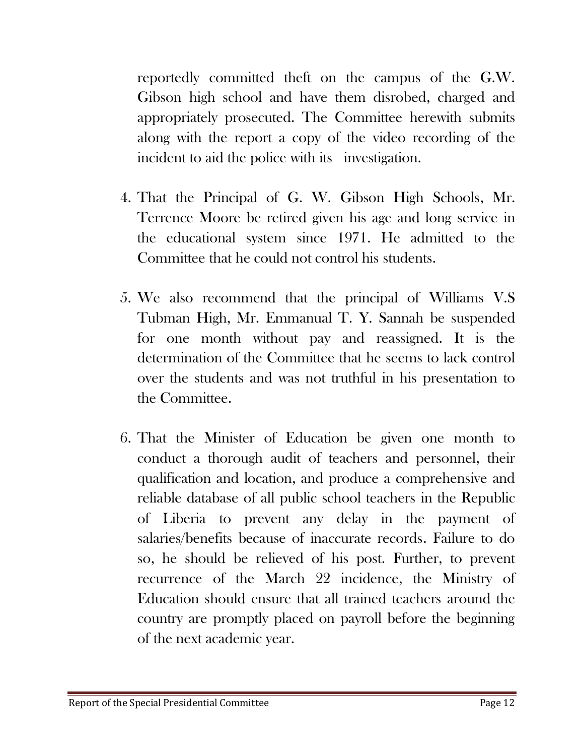reportedly committed theft on the campus of the G.W. Gibson high school and have them disrobed, charged and appropriately prosecuted. The Committee herewith submits along with the report a copy of the video recording of the incident to aid the police with its investigation.

4. That the Principal of G. W. Gibson High Schools, Mr. Terrence Moore be retired given his age and long service in the educational system since 1971. He admitted to the Committee that he could not control his students.

5. We also recommend that the principal of Williams V.S Tubman High, Mr. Emmanual T. Y. Sannah be suspended for one month without pay and reassigned. It is the determination of the Committee that he seems to lack control over the students and was not truthful in his presentation to the Committee.

6. That the Minister of Education be given one month to conduct a thorough audit of teachers and personnel, their qualification and location, and produce a comprehensive and reliable database of all public school teachers in the Republic of Liberia to prevent any delay in the payment of salaries/benefits because of inaccurate records. Failure to do so, he should be relieved of his post. Further, to prevent recurrence of the March 22 incidence, the Ministry of Education should ensure that all trained teachers around the country are promptly placed on payroll before the beginning of the next academic year.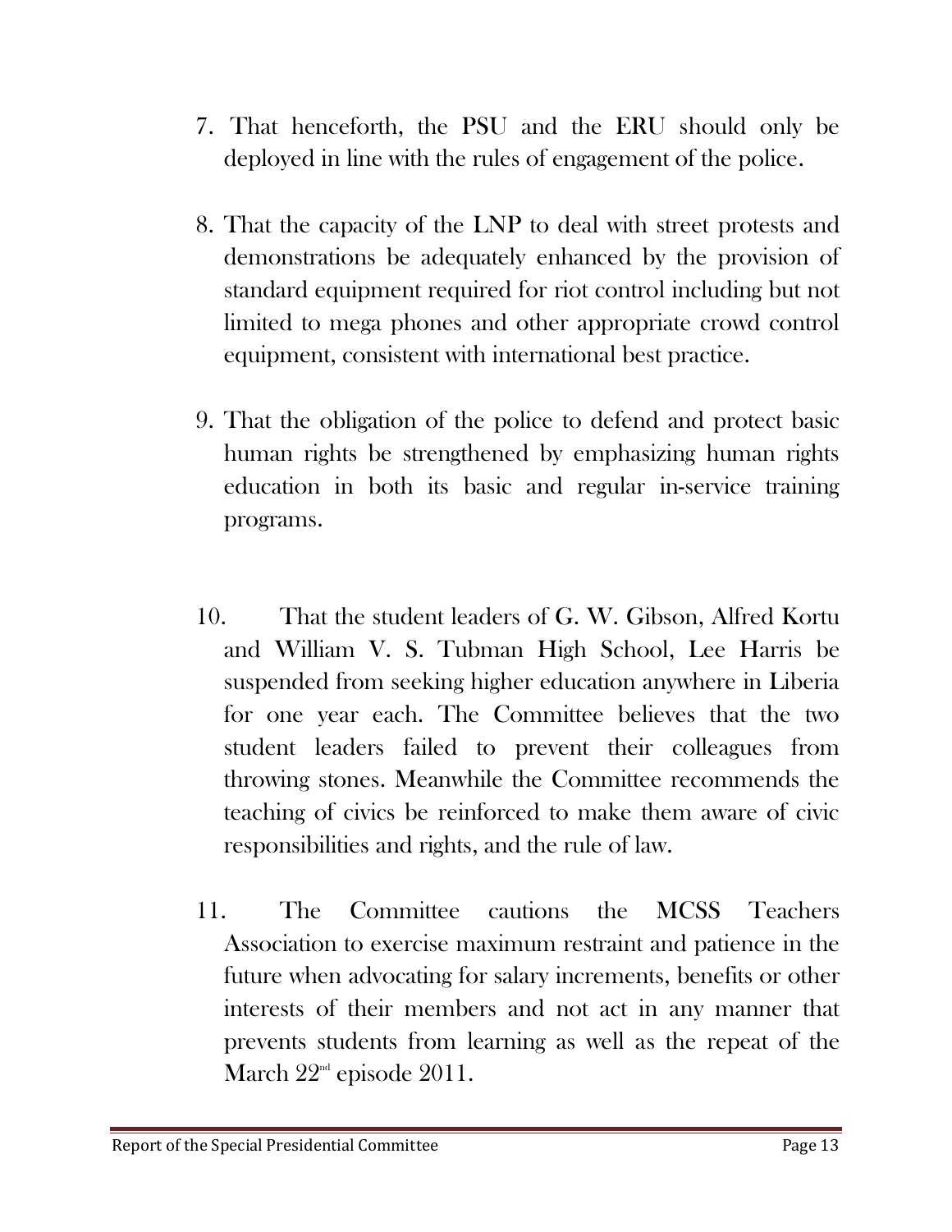7. That henceforth, the PSU and the ERU should only be deployed in line with the rules of engagement of the police.

8. That the capacity of the LNP to deal with street protests and demonstrations be adequately enhanced by the provision of standard equipment required for riot control including but not limited to mega phones and other appropriate crowd control equipment, consistent with international best practice.

9. That the obligation of the police to defend and protect basic human rights be strengthened by emphasizing human rights education in both its basic and regular in-service training programs.

10. That the student leaders of G. W. Gibson, Alfred Kortu and William V. S. Tubman High School, Lee Harris be suspended from seeking higher education anywhere in Liberia for one year each. The Committee believes that the two student leaders failed to prevent their colleagues from throwing stones. Meanwhile the Committee recommends the teaching of civics be reinforced to make them aware of civic responsibilities and rights, and the rule of law.

11. The Committee cautions the MCSS Teachers Association to exercise maximum restraint and patience in the future when advocating for salary increments, benefits or other interests of their members and not act in any manner that prevents students from learning as well as the repeat of the March 22nd episode 2011.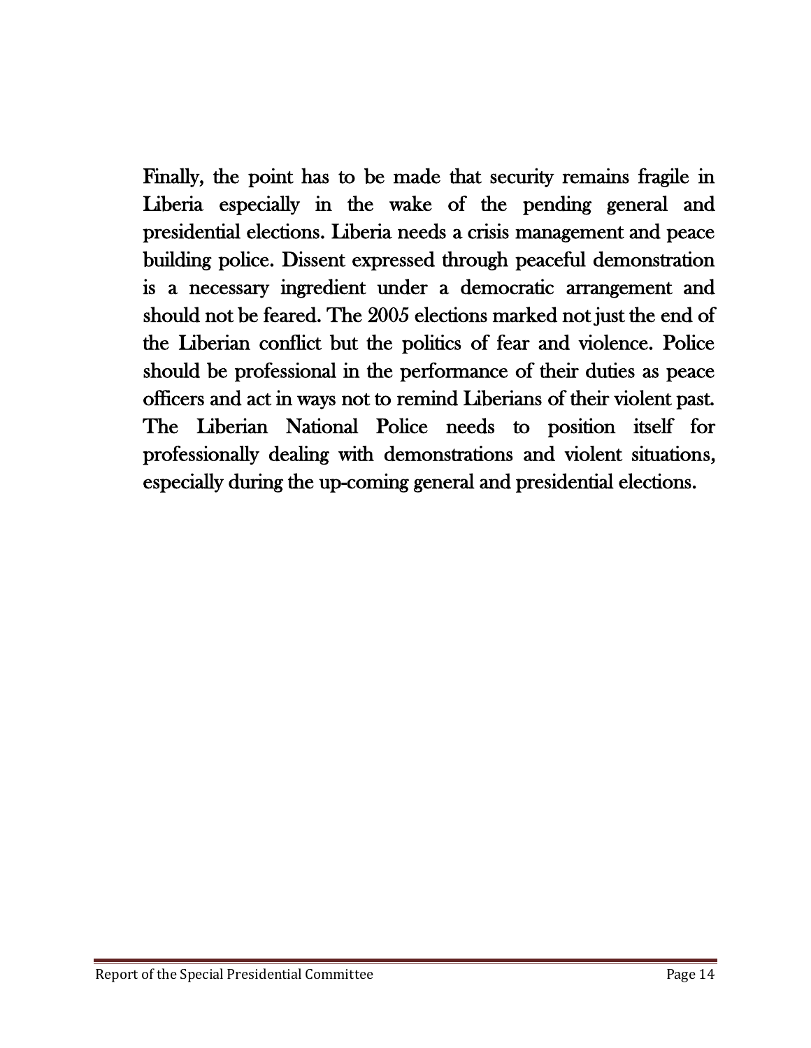Finally, the point has to be made that security remains fragile in Liberia especially in the wake of the pending general and presidential elections. Liberia needs a crisis management and peace building police. Dissent expressed through peaceful demonstration is a necessary ingredient under a democratic arrangement and should not be feared. The 2005 elections marked not just the end of the Liberian conflict but the politics of fear and violence. Police should be professional in the performance of their duties as peace officers and act in ways not to remind Liberians of their violent past. The Liberian National Police needs to position itself for professionally dealing with demonstrations and violent situations, especially during the up-coming general and presidential elections.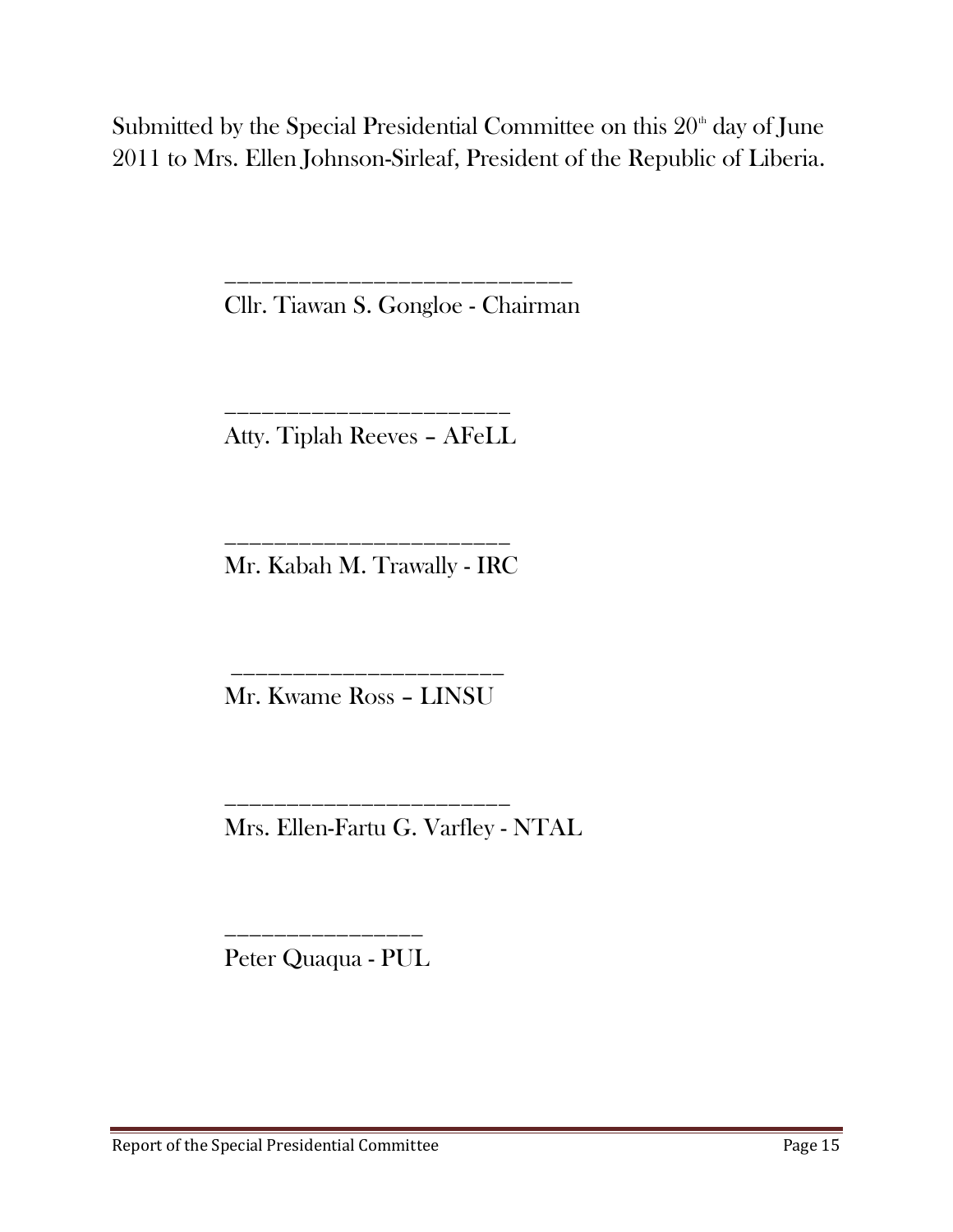Submitted by the Special Presidential Committee on this 20th day of June 2011 to Mrs. Ellen Johnson-Sirleaf, President of the Republic of Liberia.

_____________________________

Cllr. Tiawan S. Gongloe - Chairman

_________________________

Atty. Tiplah Reeves – AFeLL

_________________________

Mr. Kabah M. Trawally - IRC

_________________________

Mr. Kwame Ross – LINSU

_________________________

Mrs. Ellen-Fartu G. Varfley - NTAL

_________________

Peter Quaqua - PUL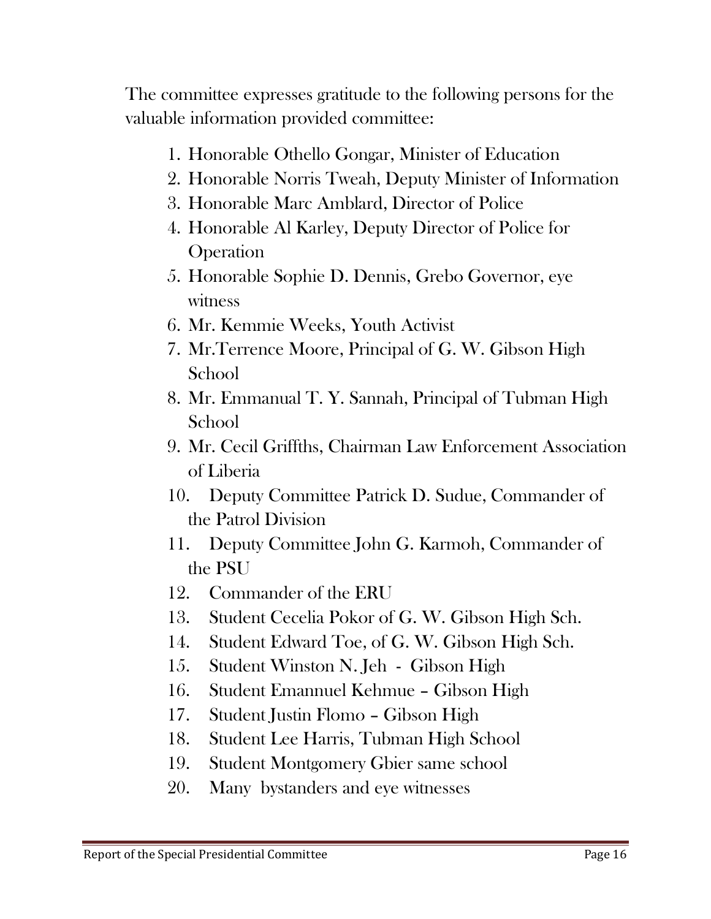The committee expresses gratitude to the following persons for the valuable information provided committee:

1. Honorable Othello Gongar, Minister of Education
2. Honorable Norris Tweah, Deputy Minister of Information
3. Honorable Marc Amblard, Director of Police
4. Honorable Al Karley, Deputy Director of Police for Operation
5. Honorable Sophie D. Dennis, Grebo Governor, eye witness
6. Mr. Kemmie Weeks, Youth Activist
7. Mr.Terrence Moore, Principal of G. W. Gibson High School
8. Mr. Emmanual T. Y. Sannah, Principal of Tubman High School
9. Mr. Cecil Griffths, Chairman Law Enforcement Association of Liberia
10. Deputy Committee Patrick D. Sudue, Commander of the Patrol Division
11. Deputy Committee John G. Karmoh, Commander of the PSU
12. Commander of the ERU
13. Student Cecelia Pokor of G. W. Gibson High Sch.
14. Student Edward Toe, of G. W. Gibson High Sch.
15. Student Winston N. Jeh - Gibson High
16. Student Emannuel Kehmue – Gibson High
17. Student Justin Flomo – Gibson High
18. Student Lee Harris, Tubman High School
19. Student Montgomery Gbier same school
20. Many bystanders and eye witnesses